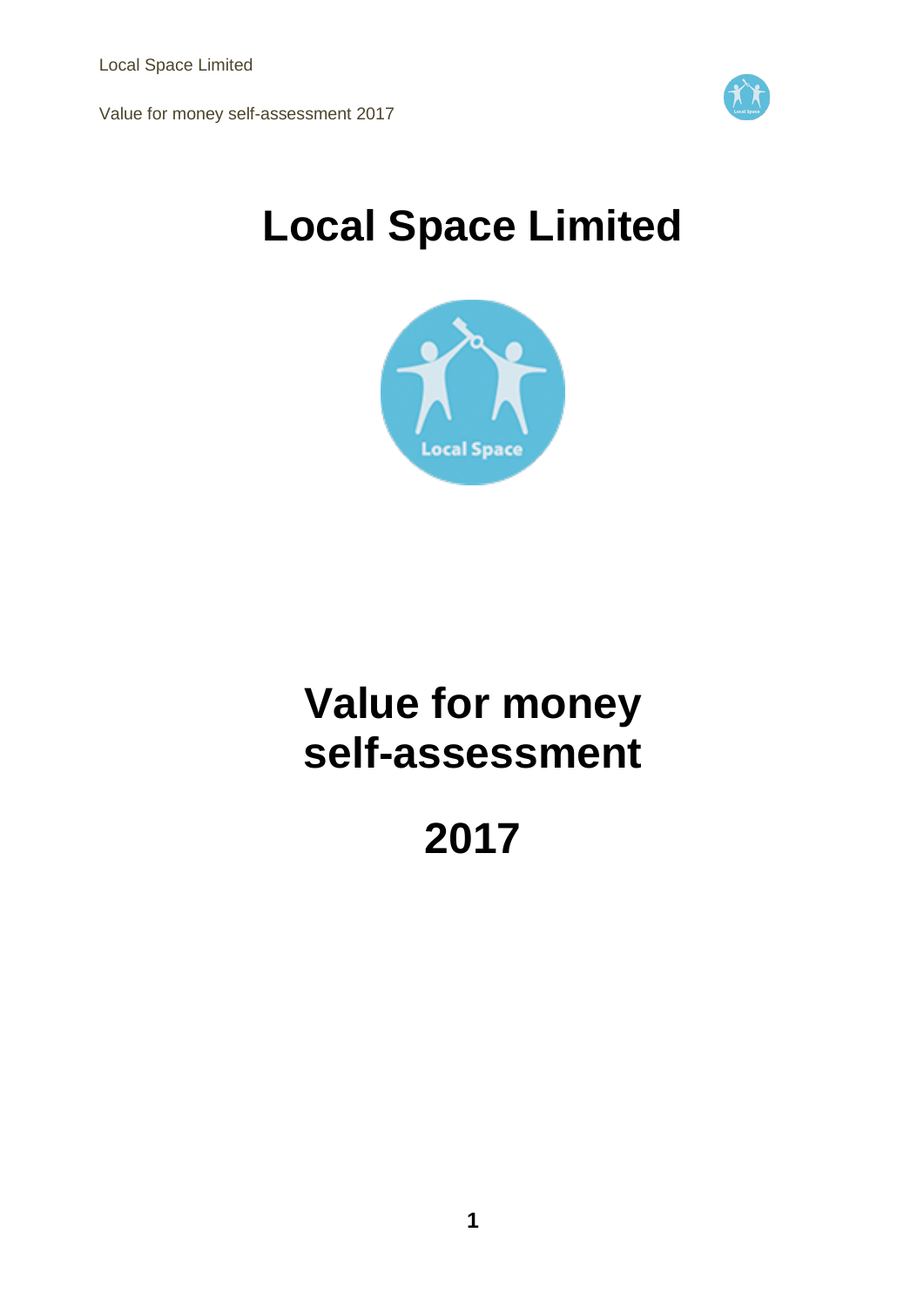# Local Space Limited

# Value for money self-assessment

# 2017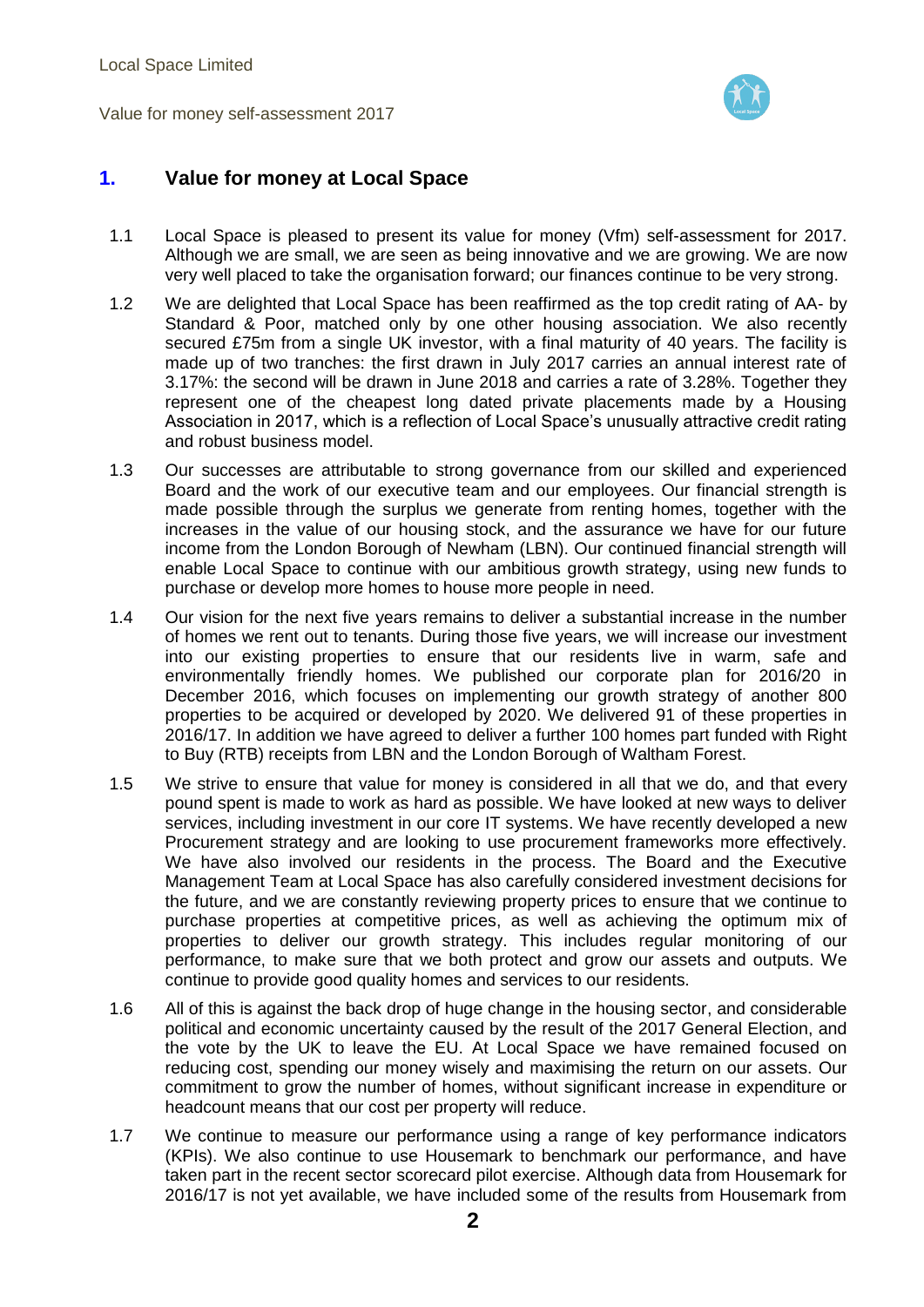## 1. Value for money at Local Space

1.1 Local Space is pleased to present its value for money (Vfm) self-assessment for 2017. Although we are small, we are seen as being innovative and we are growing. We are now very well placed to take the organisation forward; our finances continue to be very strong.

1.2 We are delighted that Local Space has been reaffirmed as the top credit rating of AA- by Standard & Poor, matched only by one other housing association. We also recently secured £75m from a single UK investor, with a final maturity of 40 years. The facility is made up of two tranches: the first drawn in July 2017 carries an annual interest rate of 3.17%: the second will be drawn in June 2018 and carries a rate of 3.28%. Together they represent one of the cheapest long dated private placements made by a Housing Association in 2017, which is a reflection of Local Space's unusually attractive credit rating and robust business model.

1.3 Our successes are attributable to strong governance from our skilled and experienced Board and the work of our executive team and our employees. Our financial strength is made possible through the surplus we generate from renting homes, together with the increases in the value of our housing stock, and the assurance we have for our future income from the London Borough of Newham (LBN). Our continued financial strength will enable Local Space to continue with our ambitious growth strategy, using new funds to purchase or develop more homes to house more people in need.

1.4 Our vision for the next five years remains to deliver a substantial increase in the number of homes we rent out to tenants. During those five years, we will increase our investment into our existing properties to ensure that our residents live in warm, safe and environmentally friendly homes. We published our corporate plan for 2016/20 in December 2016, which focuses on implementing our growth strategy of another 800 properties to be acquired or developed by 2020. We delivered 91 of these properties in 2016/17. In addition we have agreed to deliver a further 100 homes part funded with Right to Buy (RTB) receipts from LBN and the London Borough of Waltham Forest.

1.5 We strive to ensure that value for money is considered in all that we do, and that every pound spent is made to work as hard as possible. We have looked at new ways to deliver services, including investment in our core IT systems. We have recently developed a new Procurement strategy and are looking to use procurement frameworks more effectively. We have also involved our residents in the process. The Board and the Executive Management Team at Local Space has also carefully considered investment decisions for the future, and we are constantly reviewing property prices to ensure that we continue to purchase properties at competitive prices, as well as achieving the optimum mix of properties to deliver our growth strategy. This includes regular monitoring of our performance, to make sure that we both protect and grow our assets and outputs. We continue to provide good quality homes and services to our residents.

1.6 All of this is against the back drop of huge change in the housing sector, and considerable political and economic uncertainty caused by the result of the 2017 General Election, and the vote by the UK to leave the EU. At Local Space we have remained focused on reducing cost, spending our money wisely and maximising the return on our assets. Our commitment to grow the number of homes, without significant increase in expenditure or headcount means that our cost per property will reduce.

1.7 We continue to measure our performance using a range of key performance indicators (KPIs). We also continue to use Housemark to benchmark our performance, and have taken part in the recent sector scorecard pilot exercise. Although data from Housemark for 2016/17 is not yet available, we have included some of the results from Housemark from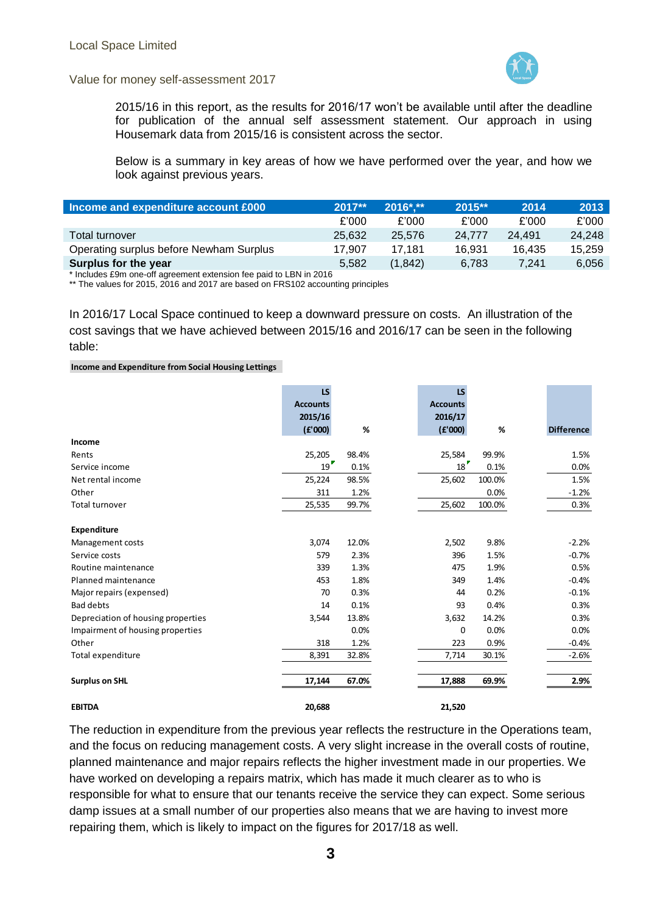2015/16 in this report, as the results for 2016/17 won't be available until after the deadline for publication of the annual self assessment statement. Our approach in using Housemark data from 2015/16 is consistent across the sector.

Below is a summary in key areas of how we have performed over the year, and how we look against previous years.

| Income and expenditure account £000 | 2017** | 2016*,** | 2015** | 2014 | 2013 |
|---|---|---|---|---|---|
| | £'000 | £'000 | £'000 | £'000 | £'000 |
| Total turnover | 25,632 | 25,576 | 24,777 | 24,491 | 24,248 |
| Operating surplus before Newham Surplus | 17,907 | 17,181 | 16,931 | 16,435 | 15,259 |
| **Surplus for the year** | 5,582 | (1,842) | 6,783 | 7,241 | 6,056 |

\* Includes £9m one-off agreement extension fee paid to LBN in 2016
** The values for 2015, 2016 and 2017 are based on FRS102 accounting principles

In 2016/17 Local Space continued to keep a downward pressure on costs. An illustration of the cost savings that we have achieved between 2015/16 and 2016/17 can be seen in the following table:

**Income and Expenditure from Social Housing Lettings**

| | LS Accounts 2015/16 (£'000) | % | LS Accounts 2016/17 (£'000) | % | Difference |
|---|---|---|---|---|---|
| **Income** | | | | | |
| Rents | 25,205 | 98.4% | 25,584 | 99.9% | 1.5% |
| Service income | 19 | 0.1% | 18 | 0.1% | 0.0% |
| Net rental income | 25,224 | 98.5% | 25,602 | 100.0% | 1.5% |
| Other | 311 | 1.2% | | 0.0% | -1.2% |
| Total turnover | 25,535 | 99.7% | 25,602 | 100.0% | 0.3% |
| | | | | | |
| **Expenditure** | | | | | |
| Management costs | 3,074 | 12.0% | 2,502 | 9.8% | -2.2% |
| Service costs | 579 | 2.3% | 396 | 1.5% | -0.7% |
| Routine maintenance | 339 | 1.3% | 475 | 1.9% | 0.5% |
| Planned maintenance | 453 | 1.8% | 349 | 1.4% | -0.4% |
| Major repairs (expensed) | 70 | 0.3% | 44 | 0.2% | -0.1% |
| Bad debts | 14 | 0.1% | 93 | 0.4% | 0.3% |
| Depreciation of housing properties | 3,544 | 13.8% | 3,632 | 14.2% | 0.3% |
| Impairment of housing properties | | 0.0% | 0 | 0.0% | 0.0% |
| Other | 318 | 1.2% | 223 | 0.9% | -0.4% |
| Total expenditure | 8,391 | 32.8% | 7,714 | 30.1% | -2.6% |
| | | | | | |
| **Surplus on SHL** | **17,144** | **67.0%** | **17,888** | **69.9%** | **2.9%** |
| | | | | | |
| **EBITDA** | **20,688** | | **21,520** | | |

The reduction in expenditure from the previous year reflects the restructure in the Operations team, and the focus on reducing management costs. A very slight increase in the overall costs of routine, planned maintenance and major repairs reflects the higher investment made in our properties. We have worked on developing a repairs matrix, which has made it much clearer as to who is responsible for what to ensure that our tenants receive the service they can expect. Some serious damp issues at a small number of our properties also means that we are having to invest more repairing them, which is likely to impact on the figures for 2017/18 as well.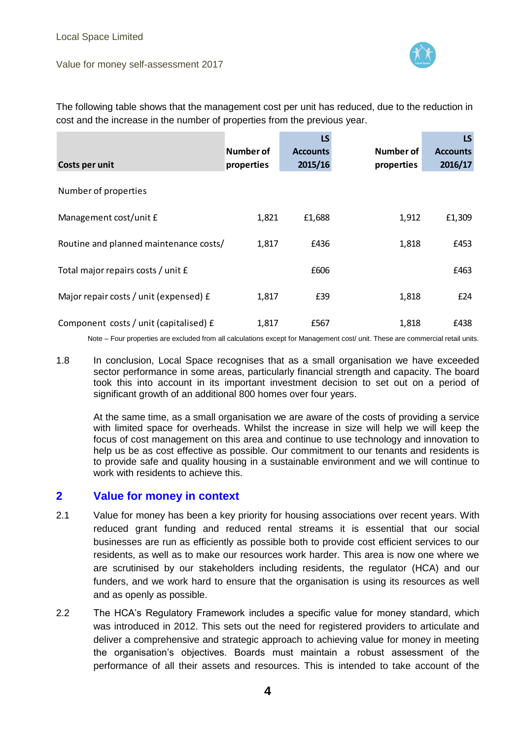The following table shows that the management cost per unit has reduced, due to the reduction in cost and the increase in the number of properties from the previous year.

| Costs per unit | Number of properties | LS Accounts 2015/16 | Number of properties | LS Accounts 2016/17 |
|---|---|---|---|---|
| Number of properties | | | | |
| Management cost/unit £ | 1,821 | £1,688 | 1,912 | £1,309 |
| Routine and planned maintenance costs/ | 1,817 | £436 | 1,818 | £453 |
| Total major repairs costs / unit £ | | £606 | | £463 |
| Major repair costs / unit (expensed) £ | 1,817 | £39 | 1,818 | £24 |
| Component costs / unit (capitalised) £ | 1,817 | £567 | 1,818 | £438 |

Note – Four properties are excluded from all calculations except for Management cost/ unit. These are commercial retail units.

1.8 In conclusion, Local Space recognises that as a small organisation we have exceeded sector performance in some areas, particularly financial strength and capacity. The board took this into account in its important investment decision to set out on a period of significant growth of an additional 800 homes over four years.

At the same time, as a small organisation we are aware of the costs of providing a service with limited space for overheads. Whilst the increase in size will help we will keep the focus of cost management on this area and continue to use technology and innovation to help us be as cost effective as possible. Our commitment to our tenants and residents is to provide safe and quality housing in a sustainable environment and we will continue to work with residents to achieve this.

## 2 Value for money in context

2.1 Value for money has been a key priority for housing associations over recent years. With reduced grant funding and reduced rental streams it is essential that our social businesses are run as efficiently as possible both to provide cost efficient services to our residents, as well as to make our resources work harder. This area is now one where we are scrutinised by our stakeholders including residents, the regulator (HCA) and our funders, and we work hard to ensure that the organisation is using its resources as well and as openly as possible.

2.2 The HCA's Regulatory Framework includes a specific value for money standard, which was introduced in 2012. This sets out the need for registered providers to articulate and deliver a comprehensive and strategic approach to achieving value for money in meeting the organisation's objectives. Boards must maintain a robust assessment of the performance of all their assets and resources. This is intended to take account of the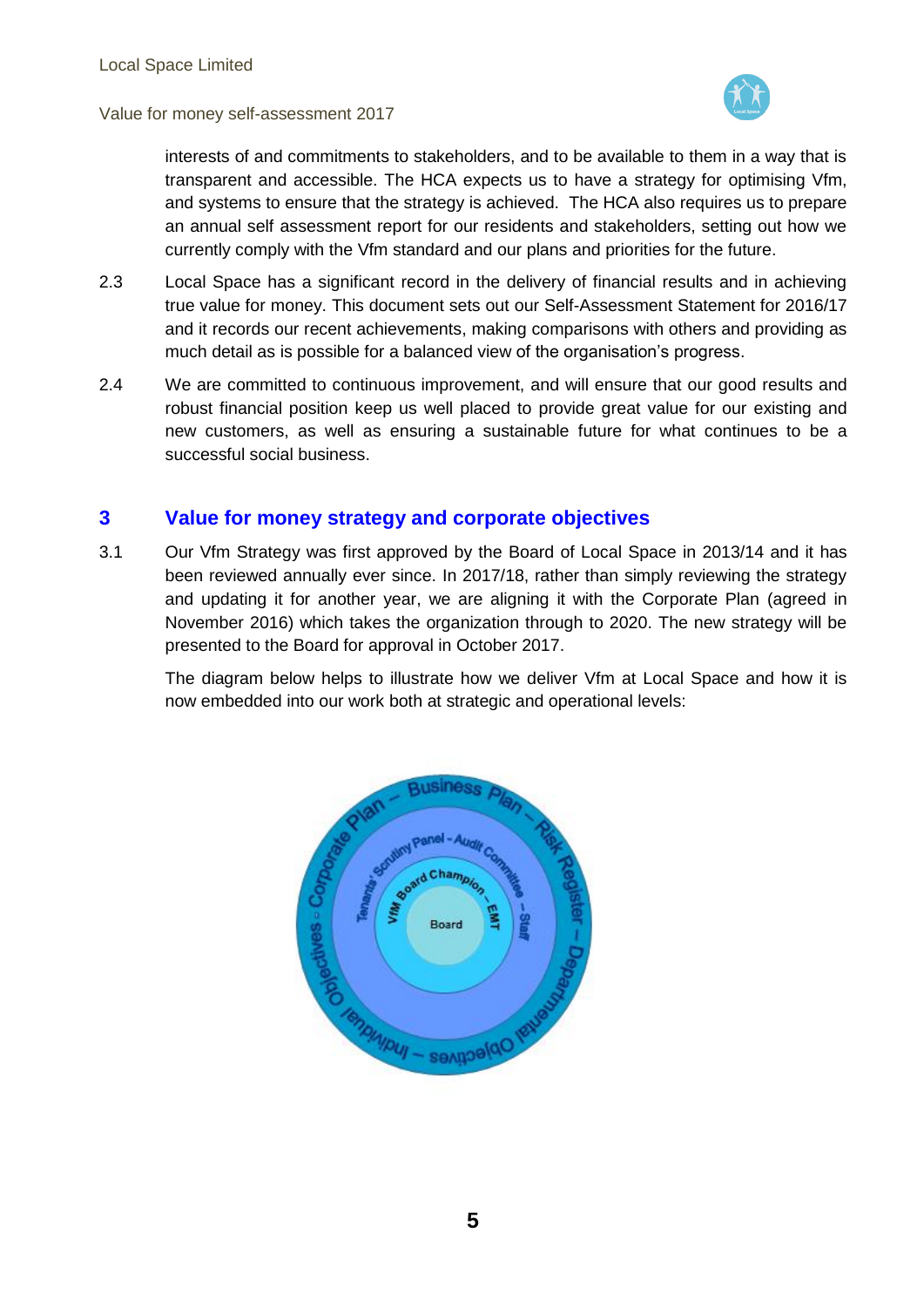interests of and commitments to stakeholders, and to be available to them in a way that is transparent and accessible. The HCA expects us to have a strategy for optimising Vfm, and systems to ensure that the strategy is achieved. The HCA also requires us to prepare an annual self assessment report for our residents and stakeholders, setting out how we currently comply with the Vfm standard and our plans and priorities for the future.

2.3 Local Space has a significant record in the delivery of financial results and in achieving true value for money. This document sets out our Self-Assessment Statement for 2016/17 and it records our recent achievements, making comparisons with others and providing as much detail as is possible for a balanced view of the organisation's progress.

2.4 We are committed to continuous improvement, and will ensure that our good results and robust financial position keep us well placed to provide great value for our existing and new customers, as well as ensuring a sustainable future for what continues to be a successful social business.

## 3 Value for money strategy and corporate objectives

3.1 Our Vfm Strategy was first approved by the Board of Local Space in 2013/14 and it has been reviewed annually ever since. In 2017/18, rather than simply reviewing the strategy and updating it for another year, we are aligning it with the Corporate Plan (agreed in November 2016) which takes the organization through to 2020. The new strategy will be presented to the Board for approval in October 2017.

The diagram below helps to illustrate how we deliver Vfm at Local Space and how it is now embedded into our work both at strategic and operational levels:

Board

VfM Board Champion – EMT

Tenants' Scrutiny Panel – Audit Committee – Staff

Objectives – Corporate Plan – Business Plan – Risk Register – Departmental Objectives – Individual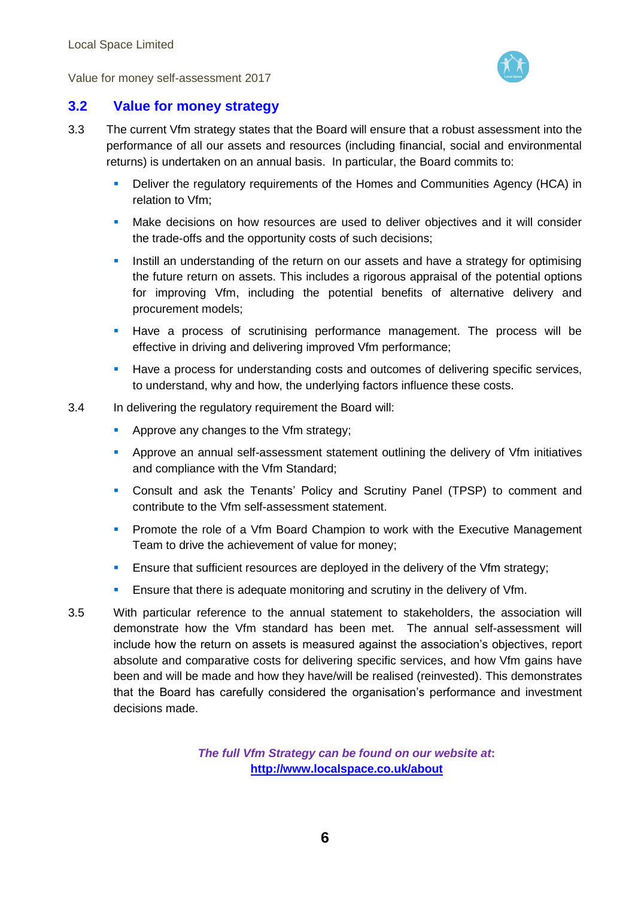## 3.2 Value for money strategy

3.3 The current Vfm strategy states that the Board will ensure that a robust assessment into the performance of all our assets and resources (including financial, social and environmental returns) is undertaken on an annual basis. In particular, the Board commits to:

- Deliver the regulatory requirements of the Homes and Communities Agency (HCA) in relation to Vfm;
- Make decisions on how resources are used to deliver objectives and it will consider the trade-offs and the opportunity costs of such decisions;
- Instill an understanding of the return on our assets and have a strategy for optimising the future return on assets. This includes a rigorous appraisal of the potential options for improving Vfm, including the potential benefits of alternative delivery and procurement models;
- Have a process of scrutinising performance management. The process will be effective in driving and delivering improved Vfm performance;
- Have a process for understanding costs and outcomes of delivering specific services, to understand, why and how, the underlying factors influence these costs.

3.4 In delivering the regulatory requirement the Board will:

- Approve any changes to the Vfm strategy;
- Approve an annual self-assessment statement outlining the delivery of Vfm initiatives and compliance with the Vfm Standard;
- Consult and ask the Tenants' Policy and Scrutiny Panel (TPSP) to comment and contribute to the Vfm self-assessment statement.
- Promote the role of a Vfm Board Champion to work with the Executive Management Team to drive the achievement of value for money;
- Ensure that sufficient resources are deployed in the delivery of the Vfm strategy;
- Ensure that there is adequate monitoring and scrutiny in the delivery of Vfm.

3.5 With particular reference to the annual statement to stakeholders, the association will demonstrate how the Vfm standard has been met. The annual self-assessment will include how the return on assets is measured against the association's objectives, report absolute and comparative costs for delivering specific services, and how Vfm gains have been and will be made and how they have/will be realised (reinvested). This demonstrates that the Board has carefully considered the organisation's performance and investment decisions made.

***The full Vfm Strategy can be found on our website at*:**
**http://www.localspace.co.uk/about**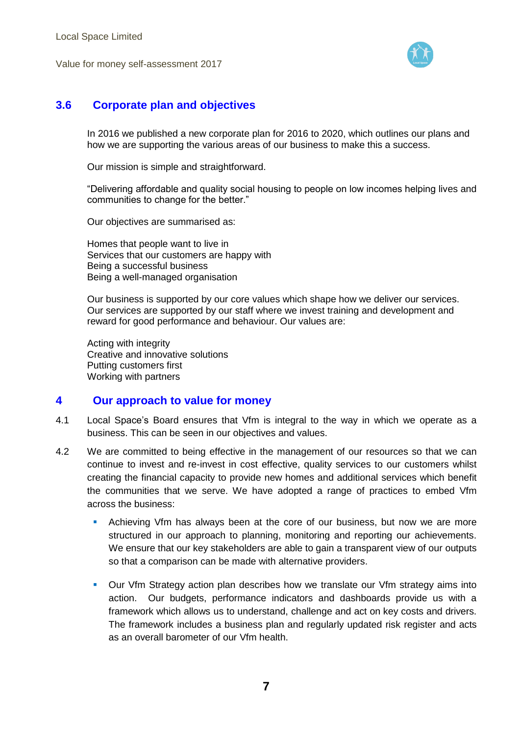## 3.6 Corporate plan and objectives

In 2016 we published a new corporate plan for 2016 to 2020, which outlines our plans and how we are supporting the various areas of our business to make this a success.

Our mission is simple and straightforward.

"Delivering affordable and quality social housing to people on low incomes helping lives and communities to change for the better."

Our objectives are summarised as:

Homes that people want to live in
Services that our customers are happy with
Being a successful business
Being a well-managed organisation

Our business is supported by our core values which shape how we deliver our services. Our services are supported by our staff where we invest training and development and reward for good performance and behaviour. Our values are:

Acting with integrity
Creative and innovative solutions
Putting customers first
Working with partners

# 4 Our approach to value for money

4.1 Local Space's Board ensures that Vfm is integral to the way in which we operate as a business. This can be seen in our objectives and values.

4.2 We are committed to being effective in the management of our resources so that we can continue to invest and re-invest in cost effective, quality services to our customers whilst creating the financial capacity to provide new homes and additional services which benefit the communities that we serve. We have adopted a range of practices to embed Vfm across the business:

- Achieving Vfm has always been at the core of our business, but now we are more structured in our approach to planning, monitoring and reporting our achievements. We ensure that our key stakeholders are able to gain a transparent view of our outputs so that a comparison can be made with alternative providers.

- Our Vfm Strategy action plan describes how we translate our Vfm strategy aims into action. Our budgets, performance indicators and dashboards provide us with a framework which allows us to understand, challenge and act on key costs and drivers. The framework includes a business plan and regularly updated risk register and acts as an overall barometer of our Vfm health.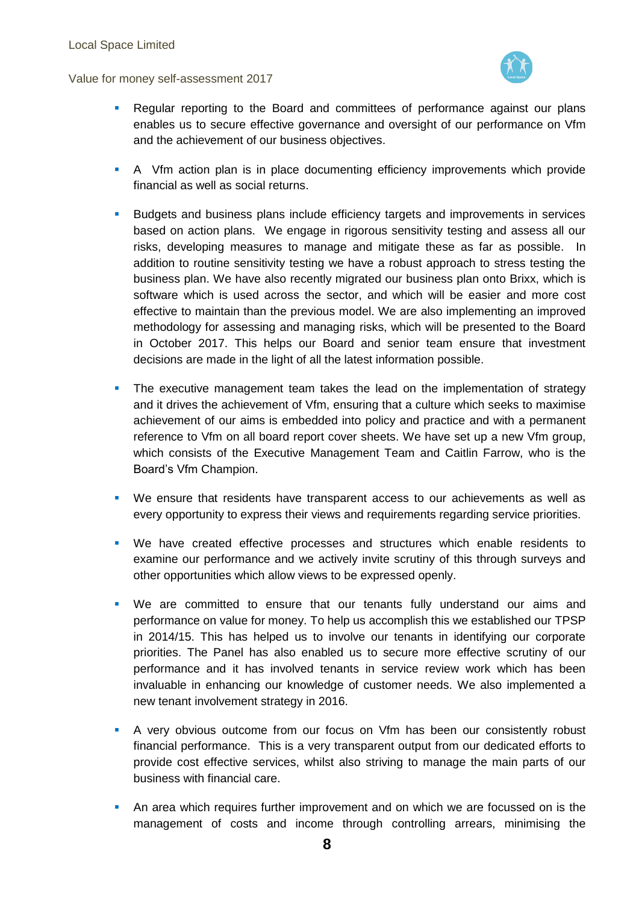- Regular reporting to the Board and committees of performance against our plans enables us to secure effective governance and oversight of our performance on Vfm and the achievement of our business objectives.

- A Vfm action plan is in place documenting efficiency improvements which provide financial as well as social returns.

- Budgets and business plans include efficiency targets and improvements in services based on action plans. We engage in rigorous sensitivity testing and assess all our risks, developing measures to manage and mitigate these as far as possible. In addition to routine sensitivity testing we have a robust approach to stress testing the business plan. We have also recently migrated our business plan onto Brixx, which is software which is used across the sector, and which will be easier and more cost effective to maintain than the previous model. We are also implementing an improved methodology for assessing and managing risks, which will be presented to the Board in October 2017. This helps our Board and senior team ensure that investment decisions are made in the light of all the latest information possible.

- The executive management team takes the lead on the implementation of strategy and it drives the achievement of Vfm, ensuring that a culture which seeks to maximise achievement of our aims is embedded into policy and practice and with a permanent reference to Vfm on all board report cover sheets. We have set up a new Vfm group, which consists of the Executive Management Team and Caitlin Farrow, who is the Board's Vfm Champion.

- We ensure that residents have transparent access to our achievements as well as every opportunity to express their views and requirements regarding service priorities.

- We have created effective processes and structures which enable residents to examine our performance and we actively invite scrutiny of this through surveys and other opportunities which allow views to be expressed openly.

- We are committed to ensure that our tenants fully understand our aims and performance on value for money. To help us accomplish this we established our TPSP in 2014/15. This has helped us to involve our tenants in identifying our corporate priorities. The Panel has also enabled us to secure more effective scrutiny of our performance and it has involved tenants in service review work which has been invaluable in enhancing our knowledge of customer needs. We also implemented a new tenant involvement strategy in 2016.

- A very obvious outcome from our focus on Vfm has been our consistently robust financial performance. This is a very transparent output from our dedicated efforts to provide cost effective services, whilst also striving to manage the main parts of our business with financial care.

- An area which requires further improvement and on which we are focussed on is the management of costs and income through controlling arrears, minimising the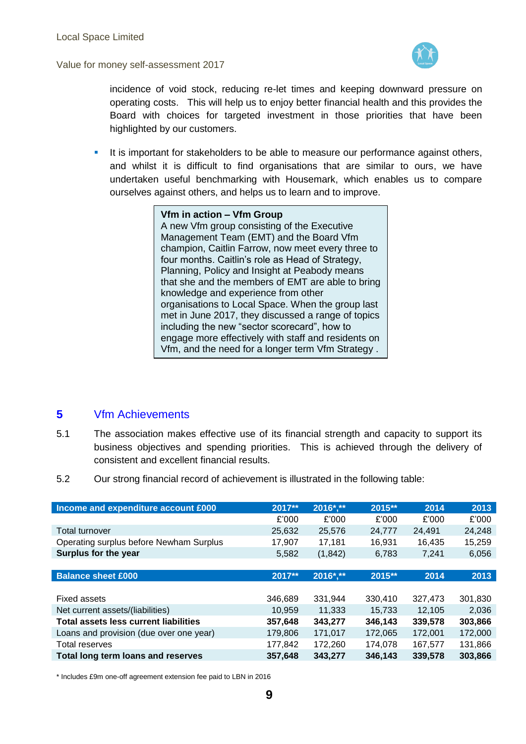incidence of void stock, reducing re-let times and keeping downward pressure on operating costs. This will help us to enjoy better financial health and this provides the Board with choices for targeted investment in those priorities that have been highlighted by our customers.

- It is important for stakeholders to be able to measure our performance against others, and whilst it is difficult to find organisations that are similar to ours, we have undertaken useful benchmarking with Housemark, which enables us to compare ourselves against others, and helps us to learn and to improve.

> **Vfm in action – Vfm Group**
> A new Vfm group consisting of the Executive Management Team (EMT) and the Board Vfm champion, Caitlin Farrow, now meet every three to four months. Caitlin's role as Head of Strategy, Planning, Policy and Insight at Peabody means that she and the members of EMT are able to bring knowledge and experience from other organisations to Local Space. When the group last met in June 2017, they discussed a range of topics including the new "sector scorecard", how to engage more effectively with staff and residents on Vfm, and the need for a longer term Vfm Strategy .

## 5 Vfm Achievements

5.1 The association makes effective use of its financial strength and capacity to support its business objectives and spending priorities. This is achieved through the delivery of consistent and excellent financial results.

5.2 Our strong financial record of achievement is illustrated in the following table:

| Income and expenditure account £000 | 2017** | 2016*,** | 2015** | 2014 | 2013 |
|---|---|---|---|---|---|
| | £'000 | £'000 | £'000 | £'000 | £'000 |
| Total turnover | 25,632 | 25,576 | 24,777 | 24,491 | 24,248 |
| Operating surplus before Newham Surplus | 17,907 | 17,181 | 16,931 | 16,435 | 15,259 |
| **Surplus for the year** | 5,582 | (1,842) | 6,783 | 7,241 | 6,056 |
| | | | | | |
| **Balance sheet £000** | **2017**** | **2016*,**** | **2015**** | **2014** | **2013** |
| Fixed assets | 346,689 | 331,944 | 330,410 | 327,473 | 301,830 |
| Net current assets/(liabilities) | 10,959 | 11,333 | 15,733 | 12,105 | 2,036 |
| **Total assets less current liabilities** | **357,648** | **343,277** | **346,143** | **339,578** | **303,866** |
| Loans and provision (due over one year) | 179,806 | 171,017 | 172,065 | 172,001 | 172,000 |
| Total reserves | 177,842 | 172,260 | 174,078 | 167,577 | 131,866 |
| **Total long term loans and reserves** | **357,648** | **343,277** | **346,143** | **339,578** | **303,866** |

\* Includes £9m one-off agreement extension fee paid to LBN in 2016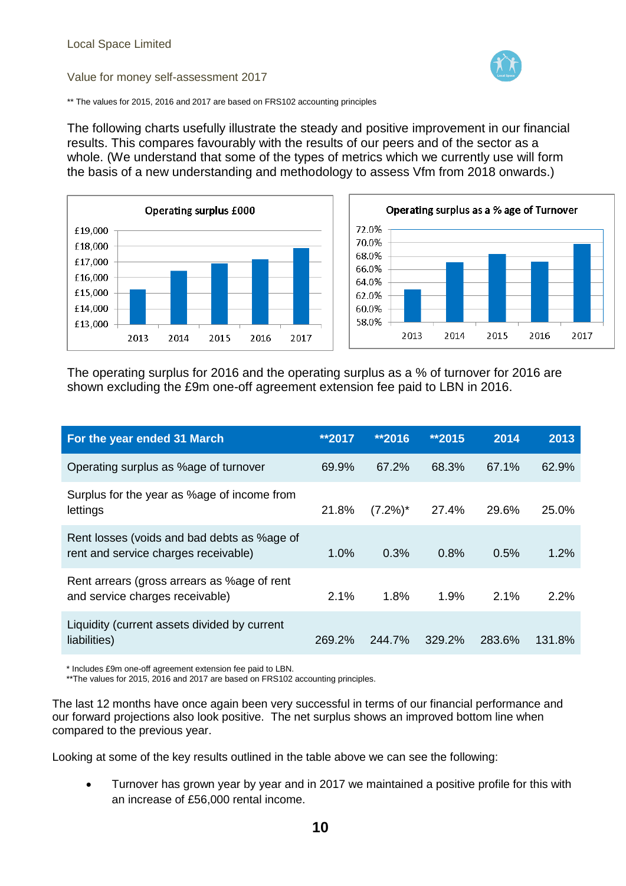Local Space Limited

Value for money self-assessment 2017

** The values for 2015, 2016 and 2017 are based on FRS102 accounting principles

The following charts usefully illustrate the steady and positive improvement in our financial results. This compares favourably with the results of our peers and of the sector as a whole. (We understand that some of the types of metrics which we currently use will form the basis of a new understanding and methodology to assess Vfm from 2018 onwards.)

The operating surplus for 2016 and the operating surplus as a % of turnover for 2016 are shown excluding the £9m one-off agreement extension fee paid to LBN in 2016.

| For the year ended 31 March | **2017 | **2016 | **2015 | 2014 | 2013 |
|---|---|---|---|---|---|
| Operating surplus as %age of turnover | 69.9% | 67.2% | 68.3% | 67.1% | 62.9% |
| Surplus for the year as %age of income from lettings | 21.8% | (7.2%)* | 27.4% | 29.6% | 25.0% |
| Rent losses (voids and bad debts as %age of rent and service charges receivable) | 1.0% | 0.3% | 0.8% | 0.5% | 1.2% |
| Rent arrears (gross arrears as %age of rent and service charges receivable) | 2.1% | 1.8% | 1.9% | 2.1% | 2.2% |
| Liquidity (current assets divided by current liabilities) | 269.2% | 244.7% | 329.2% | 283.6% | 131.8% |

* Includes £9m one-off agreement extension fee paid to LBN.
**The values for 2015, 2016 and 2017 are based on FRS102 accounting principles.

The last 12 months have once again been very successful in terms of our financial performance and our forward projections also look positive. The net surplus shows an improved bottom line when compared to the previous year.

Looking at some of the key results outlined in the table above we can see the following:

- Turnover has grown year by year and in 2017 we maintained a positive profile for this with an increase of £56,000 rental income.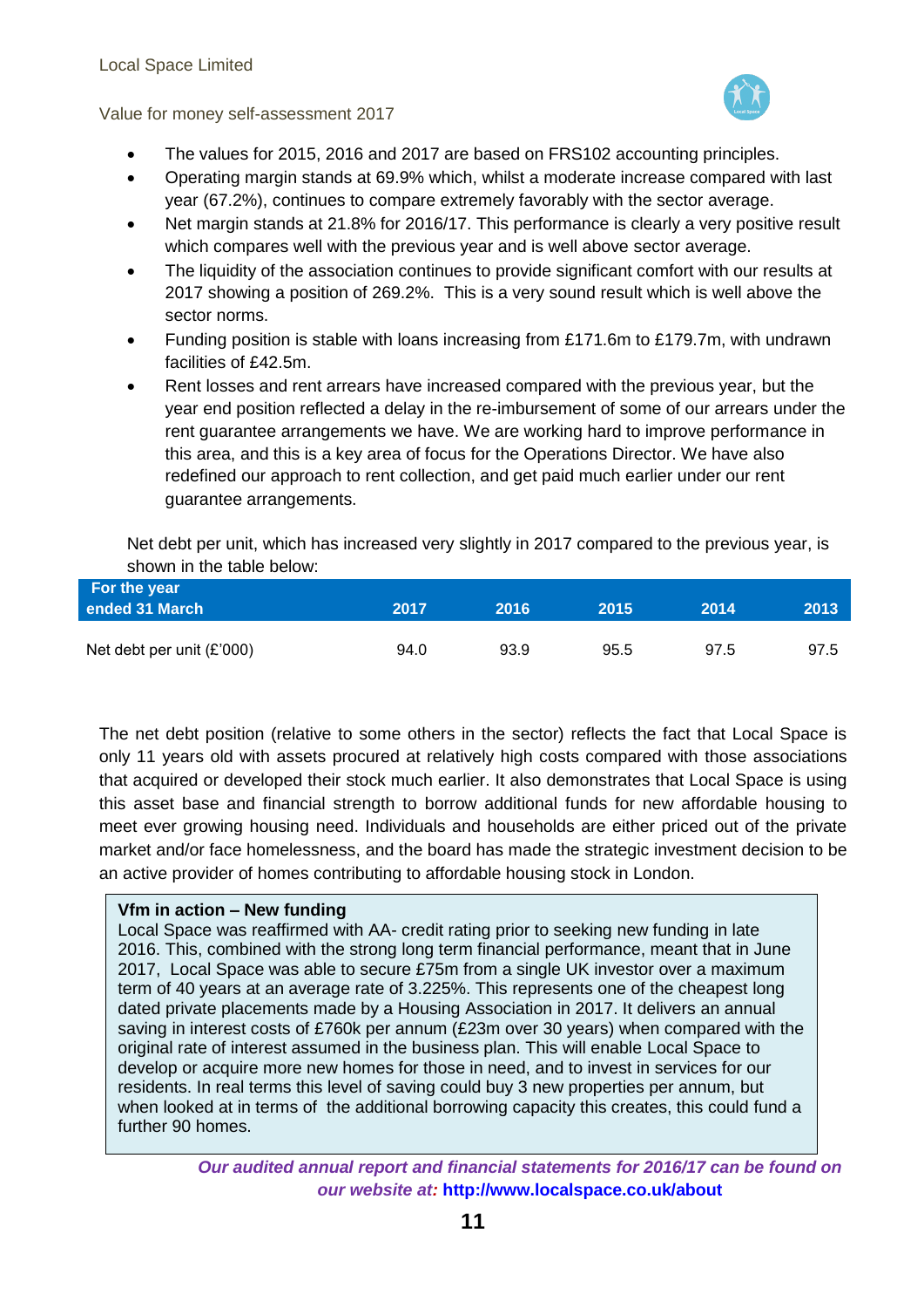- The values for 2015, 2016 and 2017 are based on FRS102 accounting principles.
- Operating margin stands at 69.9% which, whilst a moderate increase compared with last year (67.2%), continues to compare extremely favorably with the sector average.
- Net margin stands at 21.8% for 2016/17. This performance is clearly a very positive result which compares well with the previous year and is well above sector average.
- The liquidity of the association continues to provide significant comfort with our results at 2017 showing a position of 269.2%. This is a very sound result which is well above the sector norms.
- Funding position is stable with loans increasing from £171.6m to £179.7m, with undrawn facilities of £42.5m.
- Rent losses and rent arrears have increased compared with the previous year, but the year end position reflected a delay in the re-imbursement of some of our arrears under the rent guarantee arrangements we have. We are working hard to improve performance in this area, and this is a key area of focus for the Operations Director. We have also redefined our approach to rent collection, and get paid much earlier under our rent guarantee arrangements.

Net debt per unit, which has increased very slightly in 2017 compared to the previous year, is shown in the table below:

| For the year ended 31 March | 2017 | 2016 | 2015 | 2014 | 2013 |
|---|---|---|---|---|---|
| Net debt per unit (£'000) | 94.0 | 93.9 | 95.5 | 97.5 | 97.5 |

The net debt position (relative to some others in the sector) reflects the fact that Local Space is only 11 years old with assets procured at relatively high costs compared with those associations that acquired or developed their stock much earlier. It also demonstrates that Local Space is using this asset base and financial strength to borrow additional funds for new affordable housing to meet ever growing housing need. Individuals and households are either priced out of the private market and/or face homelessness, and the board has made the strategic investment decision to be an active provider of homes contributing to affordable housing stock in London.

**Vfm in action – New funding**

Local Space was reaffirmed with AA- credit rating prior to seeking new funding in late 2016. This, combined with the strong long term financial performance, meant that in June 2017, Local Space was able to secure £75m from a single UK investor over a maximum term of 40 years at an average rate of 3.225%. This represents one of the cheapest long dated private placements made by a Housing Association in 2017. It delivers an annual saving in interest costs of £760k per annum (£23m over 30 years) when compared with the original rate of interest assumed in the business plan. This will enable Local Space to develop or acquire more new homes for those in need, and to invest in services for our residents. In real terms this level of saving could buy 3 new properties per annum, but when looked at in terms of the additional borrowing capacity this creates, this could fund a further 90 homes.

***Our audited annual report and financial statements for 2016/17 can be found on our website at:* http://www.localspace.co.uk/about**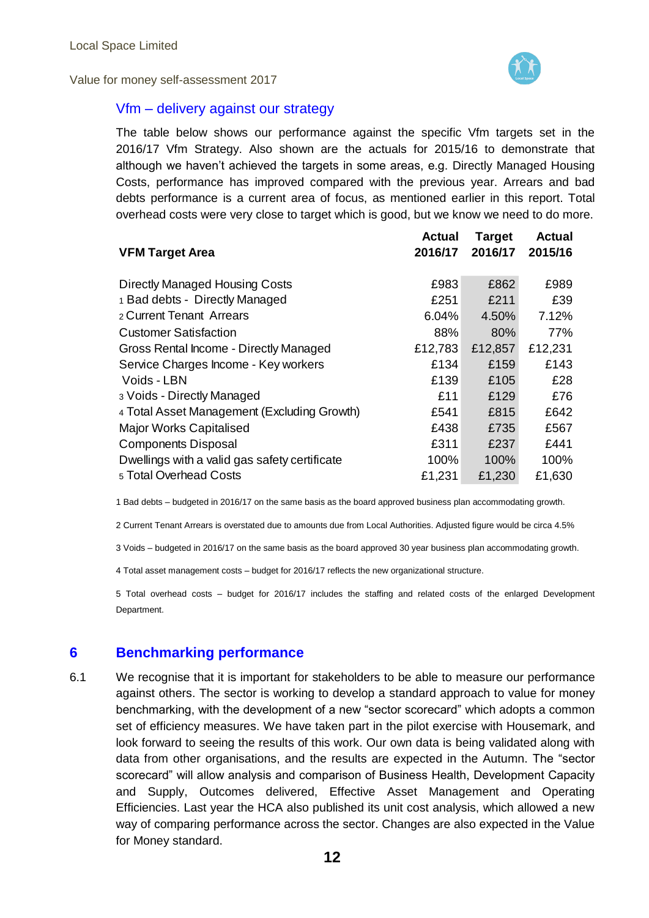### Vfm – delivery against our strategy

The table below shows our performance against the specific Vfm targets set in the 2016/17 Vfm Strategy. Also shown are the actuals for 2015/16 to demonstrate that although we haven't achieved the targets in some areas, e.g. Directly Managed Housing Costs, performance has improved compared with the previous year. Arrears and bad debts performance is a current area of focus, as mentioned earlier in this report. Total overhead costs were very close to target which is good, but we know we need to do more.

| VFM Target Area | Actual 2016/17 | Target 2016/17 | Actual 2015/16 |
|---|---|---|---|
| Directly Managed Housing Costs | £983 | £862 | £989 |
| 1 Bad debts - Directly Managed | £251 | £211 | £39 |
| 2 Current Tenant Arrears | 6.04% | 4.50% | 7.12% |
| Customer Satisfaction | 88% | 80% | 77% |
| Gross Rental Income - Directly Managed | £12,783 | £12,857 | £12,231 |
| Service Charges Income - Key workers | £134 | £159 | £143 |
| Voids - LBN | £139 | £105 | £28 |
| 3 Voids - Directly Managed | £11 | £129 | £76 |
| 4 Total Asset Management (Excluding Growth) | £541 | £815 | £642 |
| Major Works Capitalised | £438 | £735 | £567 |
| Components Disposal | £311 | £237 | £441 |
| Dwellings with a valid gas safety certificate | 100% | 100% | 100% |
| 5 Total Overhead Costs | £1,231 | £1,230 | £1,630 |

1 Bad debts – budgeted in 2016/17 on the same basis as the board approved business plan accommodating growth.

2 Current Tenant Arrears is overstated due to amounts due from Local Authorities. Adjusted figure would be circa 4.5%

3 Voids – budgeted in 2016/17 on the same basis as the board approved 30 year business plan accommodating growth.

4 Total asset management costs – budget for 2016/17 reflects the new organizational structure.

5 Total overhead costs – budget for 2016/17 includes the staffing and related costs of the enlarged Development Department.

## 6 Benchmarking performance

6.1 We recognise that it is important for stakeholders to be able to measure our performance against others. The sector is working to develop a standard approach to value for money benchmarking, with the development of a new "sector scorecard" which adopts a common set of efficiency measures. We have taken part in the pilot exercise with Housemark, and look forward to seeing the results of this work. Our own data is being validated along with data from other organisations, and the results are expected in the Autumn. The "sector scorecard" will allow analysis and comparison of Business Health, Development Capacity and Supply, Outcomes delivered, Effective Asset Management and Operating Efficiencies. Last year the HCA also published its unit cost analysis, which allowed a new way of comparing performance across the sector. Changes are also expected in the Value for Money standard.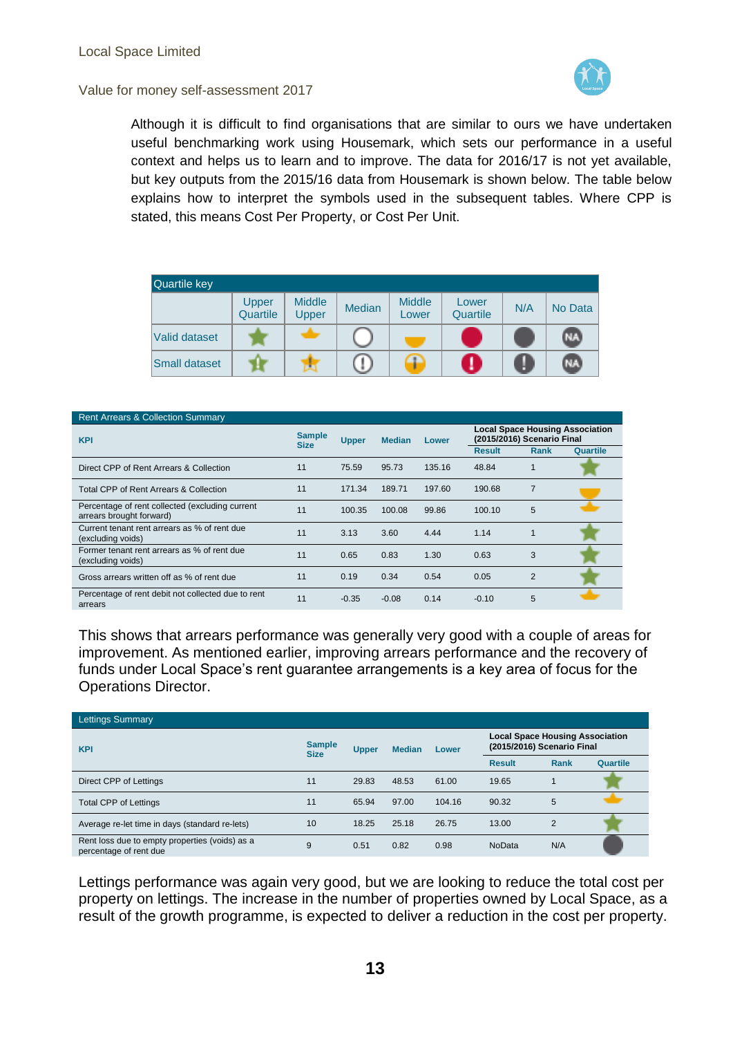Although it is difficult to find organisations that are similar to ours we have undertaken useful benchmarking work using Housemark, which sets our performance in a useful context and helps us to learn and to improve. The data for 2016/17 is not yet available, but key outputs from the 2015/16 data from Housemark is shown below. The table below explains how to interpret the symbols used in the subsequent tables. Where CPP is stated, this means Cost Per Property, or Cost Per Unit.

| Quartile key | Upper Quartile | Middle Upper | Median | Middle Lower | Lower Quartile | N/A | No Data |
|---|---|---|---|---|---|---|---|
| Valid dataset | | | | | | | NA |
| Small dataset | | | | | | | NA |

| Rent Arrears & Collection Summary | | | | | | | |
|---|---|---|---|---|---|---|---|
| KPI | Sample Size | Upper | Median | Lower | Local Space Housing Association (2015/2016) Scenario Final | | |
| | | | | | Result | Rank | Quartile |
| Direct CPP of Rent Arrears & Collection | 11 | 75.59 | 95.73 | 135.16 | 48.84 | 1 | Upper Quartile |
| Total CPP of Rent Arrears & Collection | 11 | 171.34 | 189.71 | 197.60 | 190.68 | 7 | Middle Lower |
| Percentage of rent collected (excluding current arrears brought forward) | 11 | 100.35 | 100.08 | 99.86 | 100.10 | 5 | Middle Upper |
| Current tenant rent arrears as % of rent due (excluding voids) | 11 | 3.13 | 3.60 | 4.44 | 1.14 | 1 | Upper Quartile |
| Former tenant rent arrears as % of rent due (excluding voids) | 11 | 0.65 | 0.83 | 1.30 | 0.63 | 3 | Upper Quartile |
| Gross arrears written off as % of rent due | 11 | 0.19 | 0.34 | 0.54 | 0.05 | 2 | Upper Quartile |
| Percentage of rent debit not collected due to rent arrears | 11 | -0.35 | -0.08 | 0.14 | -0.10 | 5 | Middle Upper |

This shows that arrears performance was generally very good with a couple of areas for improvement. As mentioned earlier, improving arrears performance and the recovery of funds under Local Space's rent guarantee arrangements is a key area of focus for the Operations Director.

| Lettings Summary | | | | | | | |
|---|---|---|---|---|---|---|---|
| KPI | Sample Size | Upper | Median | Lower | Local Space Housing Association (2015/2016) Scenario Final | | |
| | | | | | Result | Rank | Quartile |
| Direct CPP of Lettings | 11 | 29.83 | 48.53 | 61.00 | 19.65 | 1 | Upper Quartile |
| Total CPP of Lettings | 11 | 65.94 | 97.00 | 104.16 | 90.32 | 5 | Middle Upper |
| Average re-let time in days (standard re-lets) | 10 | 18.25 | 25.18 | 26.75 | 13.00 | 2 | Upper Quartile |
| Rent loss due to empty properties (voids) as a percentage of rent due | 9 | 0.51 | 0.82 | 0.98 | NoData | N/A | N/A |

Lettings performance was again very good, but we are looking to reduce the total cost per property on lettings. The increase in the number of properties owned by Local Space, as a result of the growth programme, is expected to deliver a reduction in the cost per property.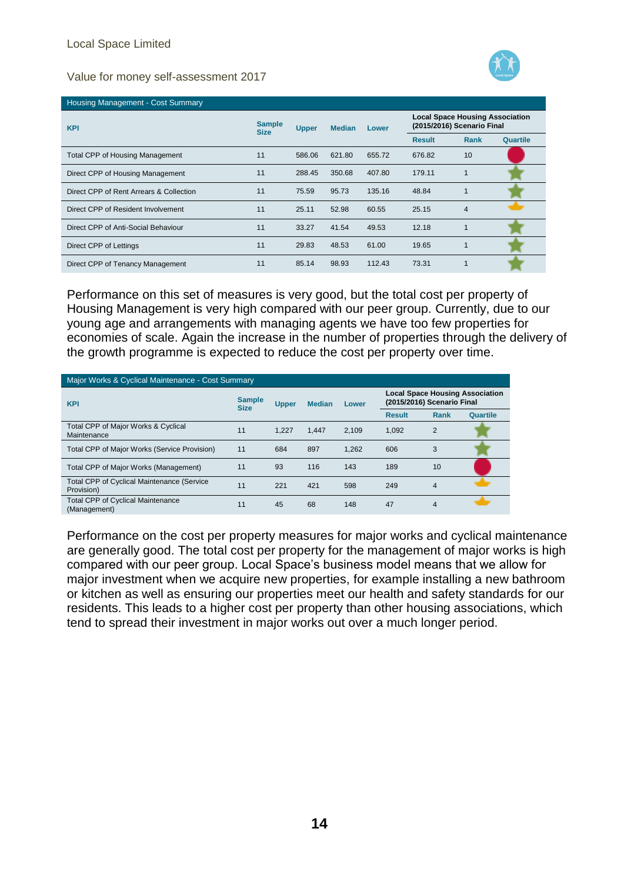| Housing Management - Cost Summary | | | | | | | |
|---|---|---|---|---|---|---|---|
| KPI | Sample Size | Upper | Median | Lower | Local Space Housing Association (2015/2016) Scenario Final | | |
| | | | | | Result | Rank | Quartile |
| Total CPP of Housing Management | 11 | 586.06 | 621.80 | 655.72 | 676.82 | 10 | |
| Direct CPP of Housing Management | 11 | 288.45 | 350.68 | 407.80 | 179.11 | 1 | |
| Direct CPP of Rent Arrears & Collection | 11 | 75.59 | 95.73 | 135.16 | 48.84 | 1 | |
| Direct CPP of Resident Involvement | 11 | 25.11 | 52.98 | 60.55 | 25.15 | 4 | |
| Direct CPP of Anti-Social Behaviour | 11 | 33.27 | 41.54 | 49.53 | 12.18 | 1 | |
| Direct CPP of Lettings | 11 | 29.83 | 48.53 | 61.00 | 19.65 | 1 | |
| Direct CPP of Tenancy Management | 11 | 85.14 | 98.93 | 112.43 | 73.31 | 1 | |

Performance on this set of measures is very good, but the total cost per property of Housing Management is very high compared with our peer group. Currently, due to our young age and arrangements with managing agents we have too few properties for economies of scale. Again the increase in the number of properties through the delivery of the growth programme is expected to reduce the cost per property over time.

| Major Works & Cyclical Maintenance - Cost Summary | | | | | | | |
|---|---|---|---|---|---|---|---|
| KPI | Sample Size | Upper | Median | Lower | Local Space Housing Association (2015/2016) Scenario Final | | |
| | | | | | Result | Rank | Quartile |
| Total CPP of Major Works & Cyclical Maintenance | 11 | 1,227 | 1,447 | 2,109 | 1,092 | 2 | |
| Total CPP of Major Works (Service Provision) | 11 | 684 | 897 | 1,262 | 606 | 3 | |
| Total CPP of Major Works (Management) | 11 | 93 | 116 | 143 | 189 | 10 | |
| Total CPP of Cyclical Maintenance (Service Provision) | 11 | 221 | 421 | 598 | 249 | 4 | |
| Total CPP of Cyclical Maintenance (Management) | 11 | 45 | 68 | 148 | 47 | 4 | |

Performance on the cost per property measures for major works and cyclical maintenance are generally good. The total cost per property for the management of major works is high compared with our peer group. Local Space's business model means that we allow for major investment when we acquire new properties, for example installing a new bathroom or kitchen as well as ensuring our properties meet our health and safety standards for our residents. This leads to a higher cost per property than other housing associations, which tend to spread their investment in major works out over a much longer period.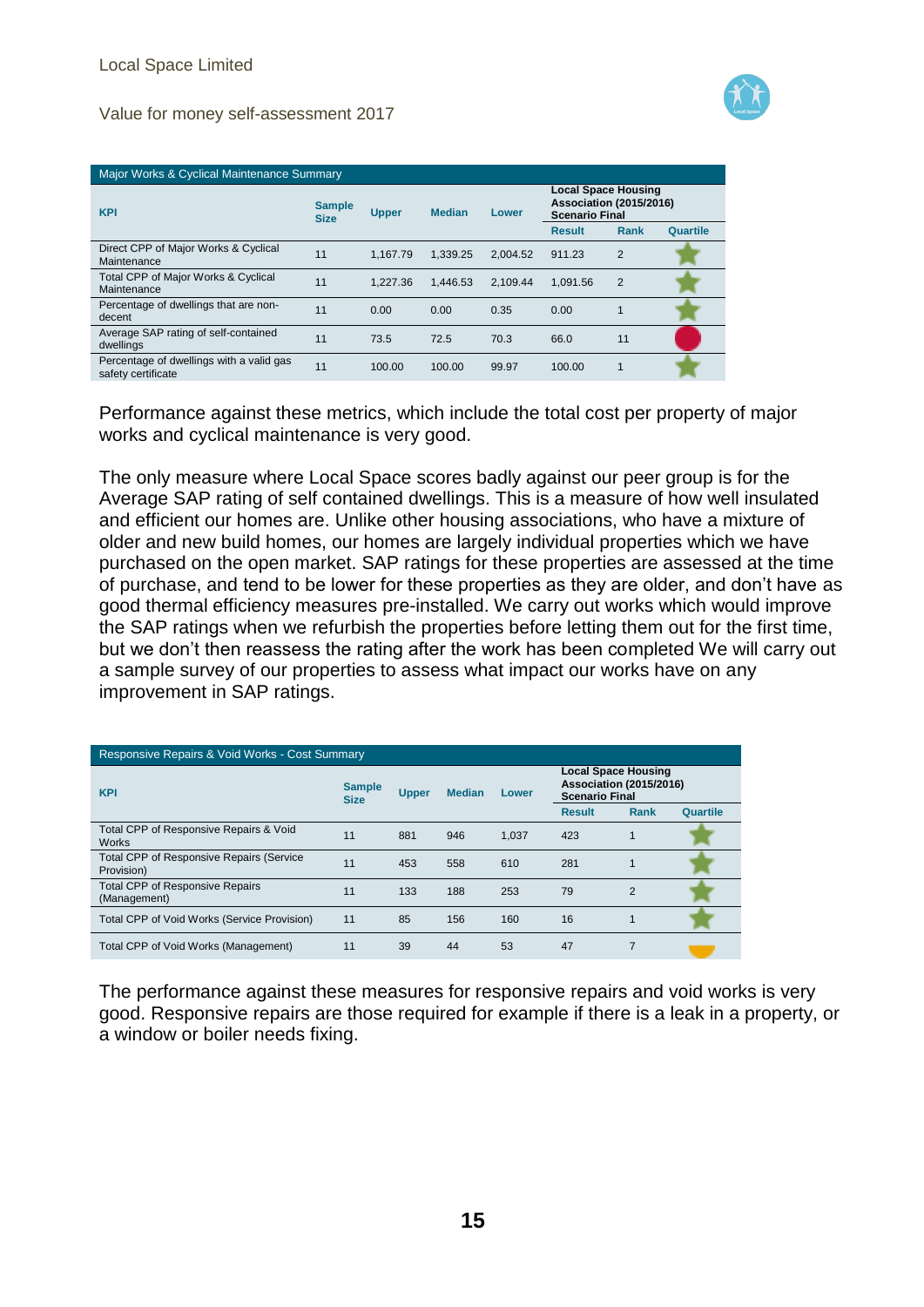| Major Works & Cyclical Maintenance Summary | | | | | | | |
|---|---|---|---|---|---|---|---|
| KPI | Sample Size | Upper | Median | Lower | Local Space Housing Association (2015/2016) Scenario Final | | |
| | | | | | Result | Rank | Quartile |
| Direct CPP of Major Works & Cyclical Maintenance | 11 | 1,167.79 | 1,339.25 | 2,004.52 | 911.23 | 2 | |
| Total CPP of Major Works & Cyclical Maintenance | 11 | 1,227.36 | 1,446.53 | 2,109.44 | 1,091.56 | 2 | |
| Percentage of dwellings that are non-decent | 11 | 0.00 | 0.00 | 0.35 | 0.00 | 1 | |
| Average SAP rating of self-contained dwellings | 11 | 73.5 | 72.5 | 70.3 | 66.0 | 11 | |
| Percentage of dwellings with a valid gas safety certificate | 11 | 100.00 | 100.00 | 99.97 | 100.00 | 1 | |

Performance against these metrics, which include the total cost per property of major works and cyclical maintenance is very good.

The only measure where Local Space scores badly against our peer group is for the Average SAP rating of self contained dwellings. This is a measure of how well insulated and efficient our homes are. Unlike other housing associations, who have a mixture of older and new build homes, our homes are largely individual properties which we have purchased on the open market. SAP ratings for these properties are assessed at the time of purchase, and tend to be lower for these properties as they are older, and don't have as good thermal efficiency measures pre-installed. We carry out works which would improve the SAP ratings when we refurbish the properties before letting them out for the first time, but we don't then reassess the rating after the work has been completed We will carry out a sample survey of our properties to assess what impact our works have on any improvement in SAP ratings.

| Responsive Repairs & Void Works - Cost Summary | | | | | | | |
|---|---|---|---|---|---|---|---|
| KPI | Sample Size | Upper | Median | Lower | Local Space Housing Association (2015/2016) Scenario Final | | |
| | | | | | Result | Rank | Quartile |
| Total CPP of Responsive Repairs & Void Works | 11 | 881 | 946 | 1,037 | 423 | 1 | |
| Total CPP of Responsive Repairs (Service Provision) | 11 | 453 | 558 | 610 | 281 | 1 | |
| Total CPP of Responsive Repairs (Management) | 11 | 133 | 188 | 253 | 79 | 2 | |
| Total CPP of Void Works (Service Provision) | 11 | 85 | 156 | 160 | 16 | 1 | |
| Total CPP of Void Works (Management) | 11 | 39 | 44 | 53 | 47 | 7 | |

The performance against these measures for responsive repairs and void works is very good. Responsive repairs are those required for example if there is a leak in a property, or a window or boiler needs fixing.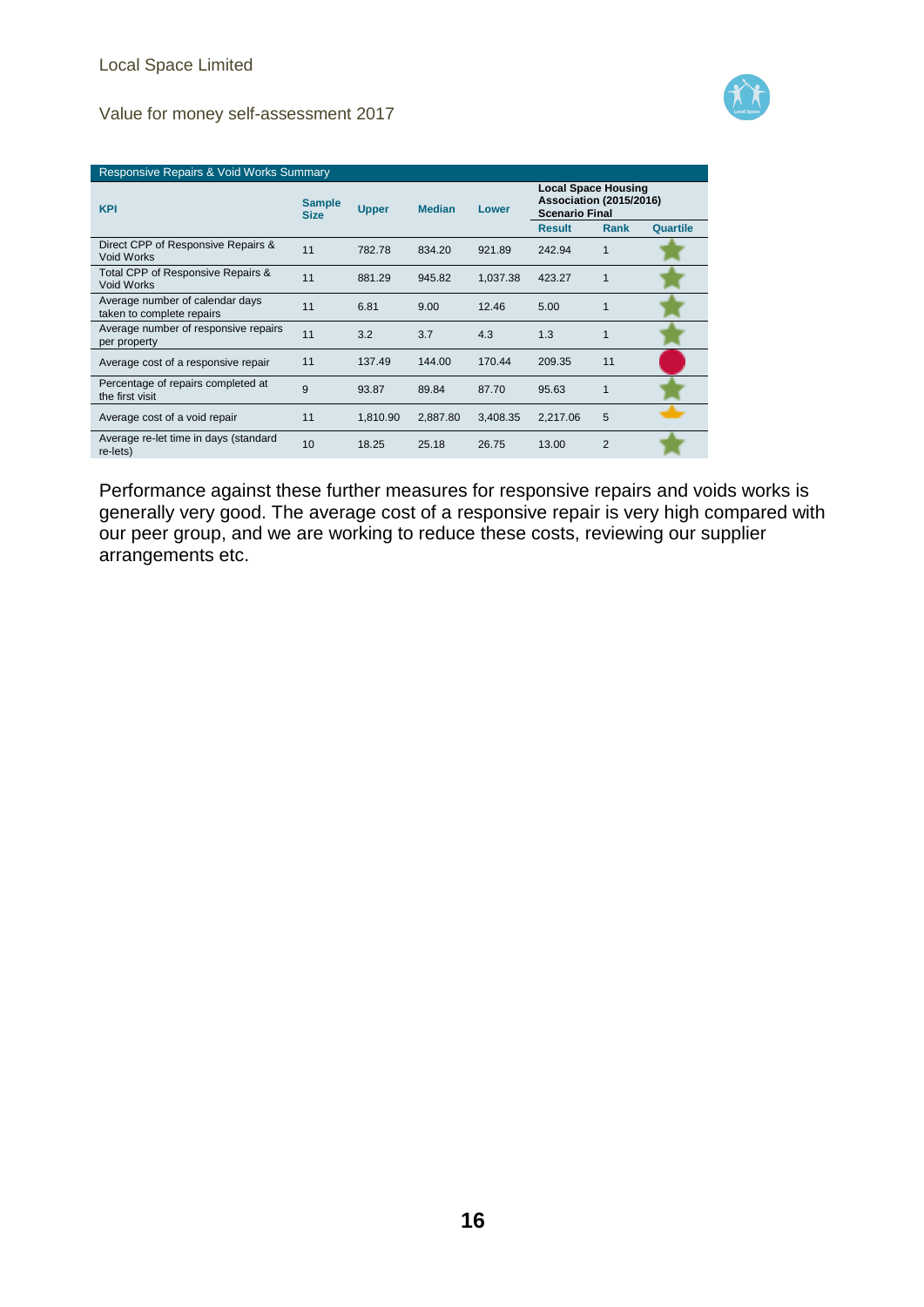| Responsive Repairs & Void Works Summary | | | | | | | |
|---|---|---|---|---|---|---|---|
| KPI | Sample Size | Upper | Median | Lower | Local Space Housing Association (2015/2016) Scenario Final | | |
| | | | | | Result | Rank | Quartile |
| Direct CPP of Responsive Repairs & Void Works | 11 | 782.78 | 834.20 | 921.89 | 242.94 | 1 | |
| Total CPP of Responsive Repairs & Void Works | 11 | 881.29 | 945.82 | 1,037.38 | 423.27 | 1 | |
| Average number of calendar days taken to complete repairs | 11 | 6.81 | 9.00 | 12.46 | 5.00 | 1 | |
| Average number of responsive repairs per property | 11 | 3.2 | 3.7 | 4.3 | 1.3 | 1 | |
| Average cost of a responsive repair | 11 | 137.49 | 144.00 | 170.44 | 209.35 | 11 | |
| Percentage of repairs completed at the first visit | 9 | 93.87 | 89.84 | 87.70 | 95.63 | 1 | |
| Average cost of a void repair | 11 | 1,810.90 | 2,887.80 | 3,408.35 | 2,217.06 | 5 | |
| Average re-let time in days (standard re-lets) | 10 | 18.25 | 25.18 | 26.75 | 13.00 | 2 | |

Performance against these further measures for responsive repairs and voids works is generally very good. The average cost of a responsive repair is very high compared with our peer group, and we are working to reduce these costs, reviewing our supplier arrangements etc.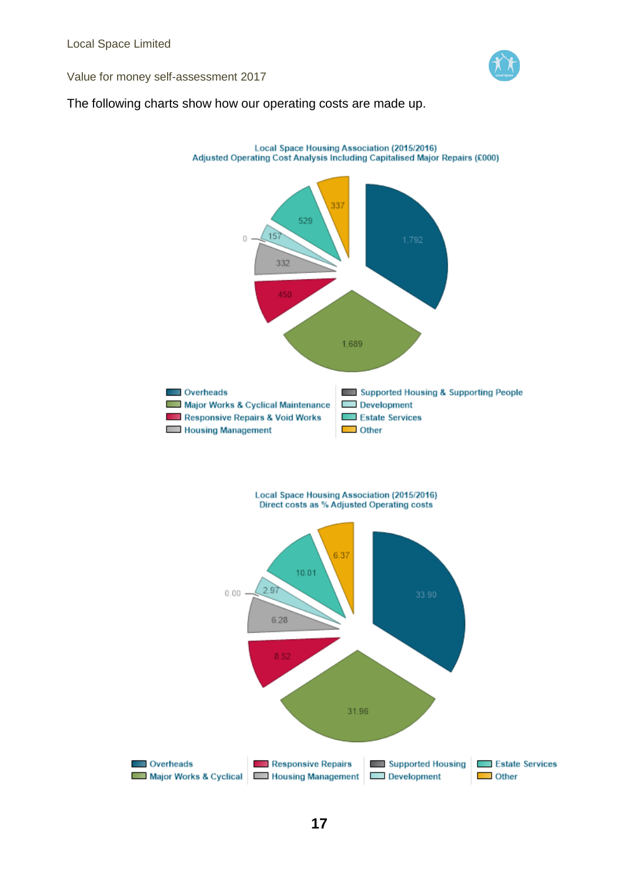The following charts show how our operating costs are made up.

**Local Space Housing Association (2015/2016)**
**Adjusted Operating Cost Analysis Including Capitalised Major Repairs (£000)**

| Category | £000 |
|---|---|
| Overheads | 1,792 |
| Major Works & Cyclical Maintenance | 1,689 |
| Responsive Repairs & Void Works | 450 |
| Housing Management | 332 |
| Supported Housing & Supporting People | 0 |
| Development | 157 |
| Estate Services | 529 |
| Other | 337 |

**Local Space Housing Association (2015/2016)**
**Direct costs as % Adjusted Operating costs**

| Category | % |
|---|---|
| Overheads | 33.90 |
| Major Works & Cyclical | 31.96 |
| Responsive Repairs | 8.52 |
| Housing Management | 6.28 |
| Supported Housing | 0.00 |
| Development | 2.97 |
| Estate Services | 10.01 |
| Other | 6.37 |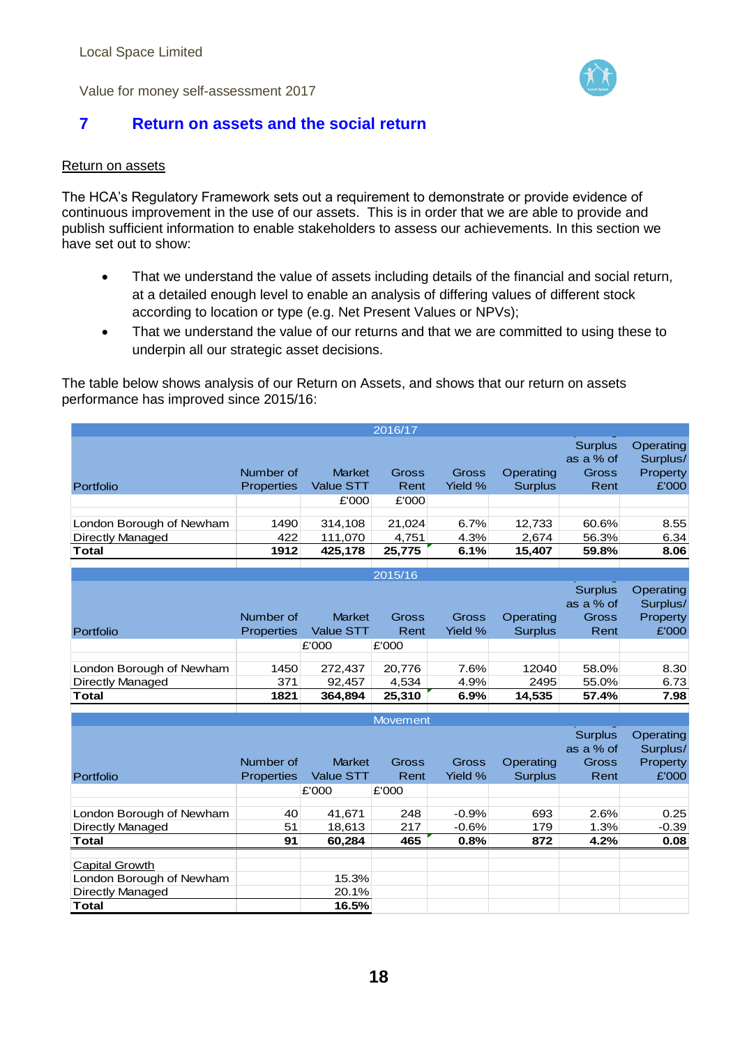## 7 Return on assets and the social return

Return on assets

The HCA's Regulatory Framework sets out a requirement to demonstrate or provide evidence of continuous improvement in the use of our assets. This is in order that we are able to provide and publish sufficient information to enable stakeholders to assess our achievements. In this section we have set out to show:

- That we understand the value of assets including details of the financial and social return, at a detailed enough level to enable an analysis of differing values of different stock according to location or type (e.g. Net Present Values or NPVs);
- That we understand the value of our returns and that we are committed to using these to underpin all our strategic asset decisions.

The table below shows analysis of our Return on Assets, and shows that our return on assets performance has improved since 2015/16:

| 2016/17 | | | | | | | |
|---|---|---|---|---|---|---|---|
| Portfolio | Number of Properties | Market Value STT | Gross Rent | Gross Yield % | Operating Surplus | Surplus as a % of Gross Rent | Operating Surplus/ Property £'000 |
| | | £'000 | £'000 | | | | |
| London Borough of Newham | 1490 | 314,108 | 21,024 | 6.7% | 12,733 | 60.6% | 8.55 |
| Directly Managed | 422 | 111,070 | 4,751 | 4.3% | 2,674 | 56.3% | 6.34 |
| **Total** | **1912** | **425,178** | **25,775** | **6.1%** | **15,407** | **59.8%** | **8.06** |

| 2015/16 | | | | | | | |
|---|---|---|---|---|---|---|---|
| Portfolio | Number of Properties | Market Value STT | Gross Rent | Gross Yield % | Operating Surplus | Surplus as a % of Gross Rent | Operating Surplus/ Property £'000 |
| | | £'000 | £'000 | | | | |
| London Borough of Newham | 1450 | 272,437 | 20,776 | 7.6% | 12040 | 58.0% | 8.30 |
| Directly Managed | 371 | 92,457 | 4,534 | 4.9% | 2495 | 55.0% | 6.73 |
| **Total** | **1821** | **364,894** | **25,310** | **6.9%** | **14,535** | **57.4%** | **7.98** |

| Movement | | | | | | | |
|---|---|---|---|---|---|---|---|
| Portfolio | Number of Properties | Market Value STT | Gross Rent | Gross Yield % | Operating Surplus | Surplus as a % of Gross Rent | Operating Surplus/ Property £'000 |
| | | £'000 | £'000 | | | | |
| London Borough of Newham | 40 | 41,671 | 248 | -0.9% | 693 | 2.6% | 0.25 |
| Directly Managed | 51 | 18,613 | 217 | -0.6% | 179 | 1.3% | -0.39 |
| **Total** | **91** | **60,284** | **465** | **0.8%** | **872** | **4.2%** | **0.08** |
| Capital Growth | | | | | | | |
| London Borough of Newham | | 15.3% | | | | | |
| Directly Managed | | 20.1% | | | | | |
| **Total** | | **16.5%** | | | | | |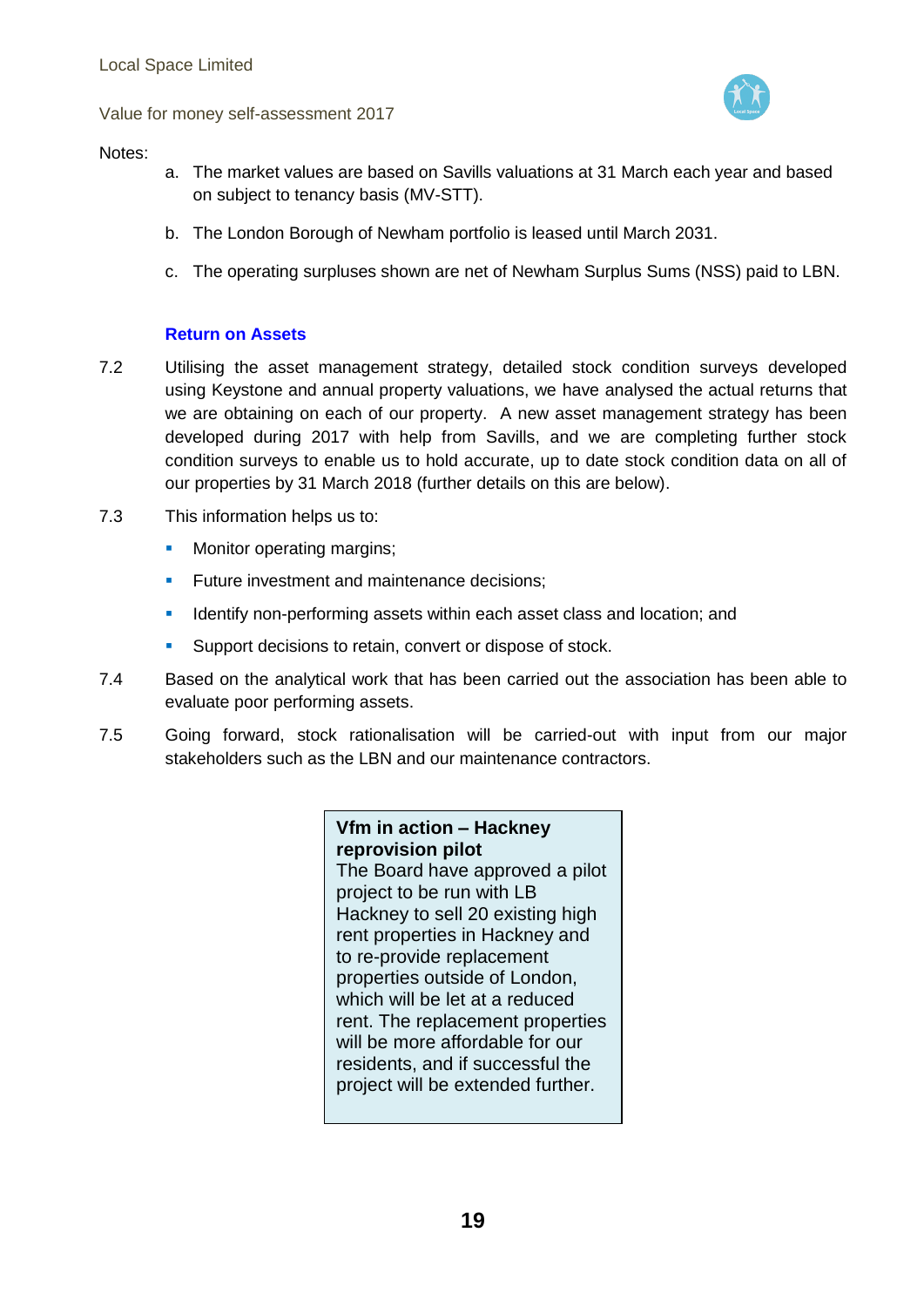Notes:

a. The market values are based on Savills valuations at 31 March each year and based on subject to tenancy basis (MV-STT).

b. The London Borough of Newham portfolio is leased until March 2031.

c. The operating surpluses shown are net of Newham Surplus Sums (NSS) paid to LBN.

### Return on Assets

7.2 Utilising the asset management strategy, detailed stock condition surveys developed using Keystone and annual property valuations, we have analysed the actual returns that we are obtaining on each of our property. A new asset management strategy has been developed during 2017 with help from Savills, and we are completing further stock condition surveys to enable us to hold accurate, up to date stock condition data on all of our properties by 31 March 2018 (further details on this are below).

7.3 This information helps us to:

- Monitor operating margins;
- Future investment and maintenance decisions;
- Identify non-performing assets within each asset class and location; and
- Support decisions to retain, convert or dispose of stock.

7.4 Based on the analytical work that has been carried out the association has been able to evaluate poor performing assets.

7.5 Going forward, stock rationalisation will be carried-out with input from our major stakeholders such as the LBN and our maintenance contractors.

> **Vfm in action – Hackney reprovision pilot**
> The Board have approved a pilot project to be run with LB Hackney to sell 20 existing high rent properties in Hackney and to re-provide replacement properties outside of London, which will be let at a reduced rent. The replacement properties will be more affordable for our residents, and if successful the project will be extended further.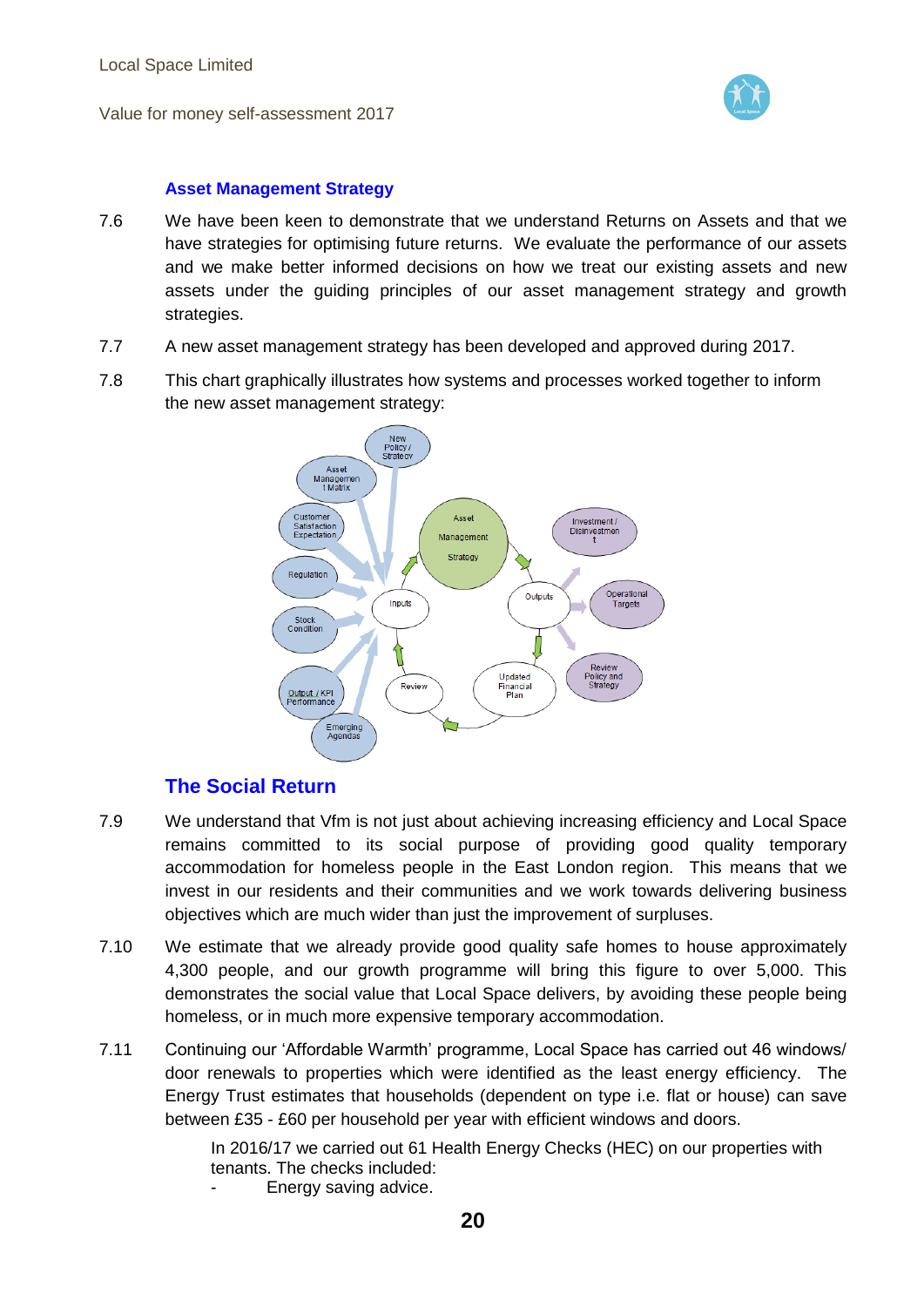### Asset Management Strategy

7.6 We have been keen to demonstrate that we understand Returns on Assets and that we have strategies for optimising future returns. We evaluate the performance of our assets and we make better informed decisions on how we treat our existing assets and new assets under the guiding principles of our asset management strategy and growth strategies.

7.7 A new asset management strategy has been developed and approved during 2017.

7.8 This chart graphically illustrates how systems and processes worked together to inform the new asset management strategy:

New Policy / Strategy
Asset Management Matrix
Customer Satisfaction Expectation
Regulation
Stock Condition
Output / KPI Performance
Emerging Agendas
Inputs
Asset Management Strategy
Outputs
Investment / Disinvestment
Operational Targets
Review Policy and Strategy
Updated Financial Plan
Review

## The Social Return

7.9 We understand that Vfm is not just about achieving increasing efficiency and Local Space remains committed to its social purpose of providing good quality temporary accommodation for homeless people in the East London region. This means that we invest in our residents and their communities and we work towards delivering business objectives which are much wider than just the improvement of surpluses.

7.10 We estimate that we already provide good quality safe homes to house approximately 4,300 people, and our growth programme will bring this figure to over 5,000. This demonstrates the social value that Local Space delivers, by avoiding these people being homeless, or in much more expensive temporary accommodation.

7.11 Continuing our 'Affordable Warmth' programme, Local Space has carried out 46 windows/ door renewals to properties which were identified as the least energy efficiency. The Energy Trust estimates that households (dependent on type i.e. flat or house) can save between £35 - £60 per household per year with efficient windows and doors.

In 2016/17 we carried out 61 Health Energy Checks (HEC) on our properties with tenants. The checks included:

- Energy saving advice.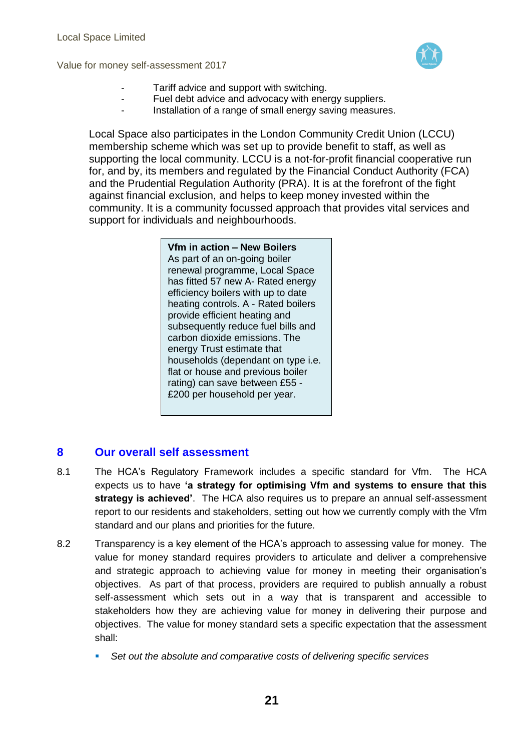- Tariff advice and support with switching.
- Fuel debt advice and advocacy with energy suppliers.
- Installation of a range of small energy saving measures.

Local Space also participates in the London Community Credit Union (LCCU) membership scheme which was set up to provide benefit to staff, as well as supporting the local community. LCCU is a not-for-profit financial cooperative run for, and by, its members and regulated by the Financial Conduct Authority (FCA) and the Prudential Regulation Authority (PRA). It is at the forefront of the fight against financial exclusion, and helps to keep money invested within the community. It is a community focussed approach that provides vital services and support for individuals and neighbourhoods.

> **Vfm in action – New Boilers**
> As part of an on-going boiler renewal programme, Local Space has fitted 57 new A- Rated energy efficiency boilers with up to date heating controls. A - Rated boilers provide efficient heating and subsequently reduce fuel bills and carbon dioxide emissions. The energy Trust estimate that households (dependant on type i.e. flat or house and previous boiler rating) can save between £55 - £200 per household per year.

## 8 Our overall self assessment

8.1 The HCA's Regulatory Framework includes a specific standard for Vfm. The HCA expects us to have **'a strategy for optimising Vfm and systems to ensure that this strategy is achieved'**. The HCA also requires us to prepare an annual self-assessment report to our residents and stakeholders, setting out how we currently comply with the Vfm standard and our plans and priorities for the future.

8.2 Transparency is a key element of the HCA's approach to assessing value for money. The value for money standard requires providers to articulate and deliver a comprehensive and strategic approach to achieving value for money in meeting their organisation's objectives. As part of that process, providers are required to publish annually a robust self-assessment which sets out in a way that is transparent and accessible to stakeholders how they are achieving value for money in delivering their purpose and objectives. The value for money standard sets a specific expectation that the assessment shall:

- *Set out the absolute and comparative costs of delivering specific services*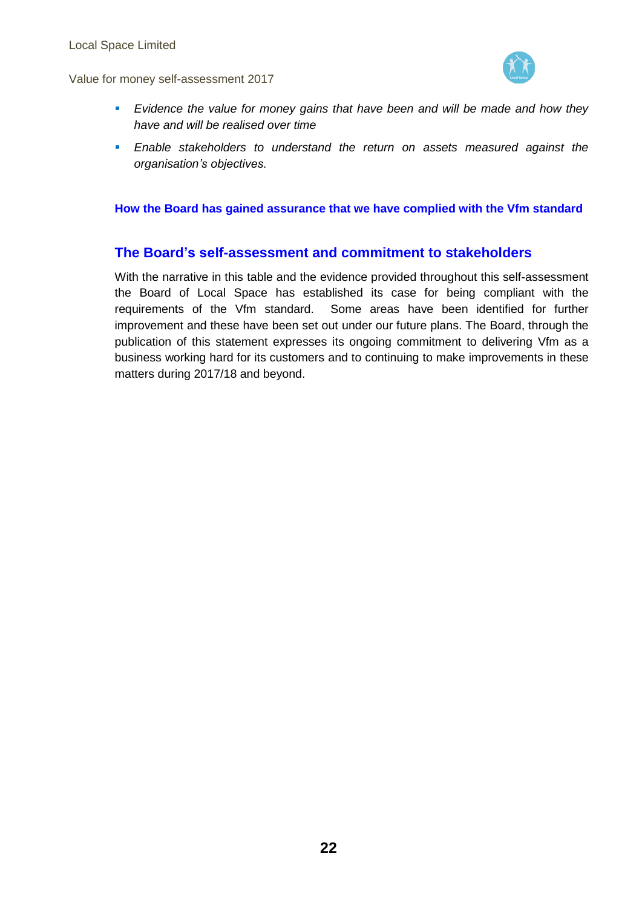- *Evidence the value for money gains that have been and will be made and how they have and will be realised over time*
- *Enable stakeholders to understand the return on assets measured against the organisation's objectives.*

**How the Board has gained assurance that we have complied with the Vfm standard**

## The Board's self-assessment and commitment to stakeholders

With the narrative in this table and the evidence provided throughout this self-assessment the Board of Local Space has established its case for being compliant with the requirements of the Vfm standard. Some areas have been identified for further improvement and these have been set out under our future plans. The Board, through the publication of this statement expresses its ongoing commitment to delivering Vfm as a business working hard for its customers and to continuing to make improvements in these matters during 2017/18 and beyond.